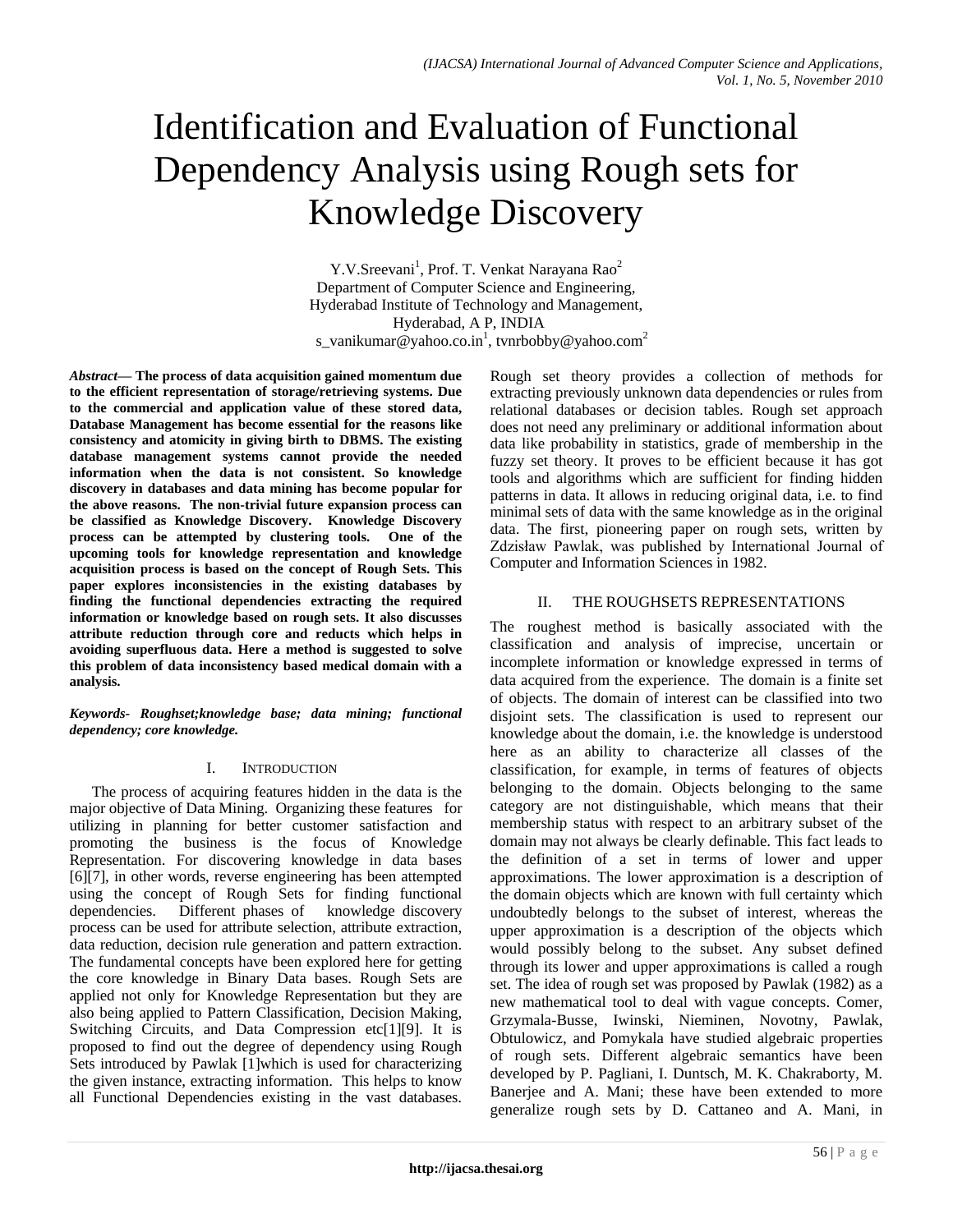# Identification and Evaluation of Functional Dependency Analysis using Rough sets for Knowledge Discovery

Y.V.Sreevani[1], Prof. T. Venkat Narayana Rao[2]
Department of Computer Science and Engineering,
Hyderabad Institute of Technology and Management,
Hyderabad, A P, INDIA
s_vanikumar@yahoo.co.in[1], tvnrbobby@yahoo.com[2]

***Abstract*— The process of data acquisition gained momentum due to the efficient representation of storage/retrieving systems. Due to the commercial and application value of these stored data, Database Management has become essential for the reasons like consistency and atomicity in giving birth to DBMS. The existing database management systems cannot provide the needed information when the data is not consistent. So knowledge discovery in databases and data mining has become popular for the above reasons. The non-trivial future expansion process can be classified as Knowledge Discovery. Knowledge Discovery process can be attempted by clustering tools. One of the upcoming tools for knowledge representation and knowledge acquisition process is based on the concept of Rough Sets. This paper explores inconsistencies in the existing databases by finding the functional dependencies extracting the required information or knowledge based on rough sets. It also discusses attribute reduction through core and reducts which helps in avoiding superfluous data. Here a method is suggested to solve this problem of data inconsistency based medical domain with a analysis.**

***Keywords- Roughset;knowledge base; data mining; functional dependency; core knowledge.***

## I. Introduction

The process of acquiring features hidden in the data is the major objective of Data Mining. Organizing these features for utilizing in planning for better customer satisfaction and promoting the business is the focus of Knowledge Representation. For discovering knowledge in data bases [6][7], in other words, reverse engineering has been attempted using the concept of Rough Sets for finding functional dependencies. Different phases of knowledge discovery process can be used for attribute selection, attribute extraction, data reduction, decision rule generation and pattern extraction. The fundamental concepts have been explored here for getting the core knowledge in Binary Data bases. Rough Sets are applied not only for Knowledge Representation but they are also being applied to Pattern Classification, Decision Making, Switching Circuits, and Data Compression etc[1][9]. It is proposed to find out the degree of dependency using Rough Sets introduced by Pawlak [1]which is used for characterizing the given instance, extracting information. This helps to know all Functional Dependencies existing in the vast databases. Rough set theory provides a collection of methods for extracting previously unknown data dependencies or rules from relational databases or decision tables. Rough set approach does not need any preliminary or additional information about data like probability in statistics, grade of membership in the fuzzy set theory. It proves to be efficient because it has got tools and algorithms which are sufficient for finding hidden patterns in data. It allows in reducing original data, i.e. to find minimal sets of data with the same knowledge as in the original data. The first, pioneering paper on rough sets, written by Zdzisław Pawlak, was published by International Journal of Computer and Information Sciences in 1982.

## II. THE ROUGHSETS REPRESENTATIONS

The roughest method is basically associated with the classification and analysis of imprecise, uncertain or incomplete information or knowledge expressed in terms of data acquired from the experience. The domain is a finite set of objects. The domain of interest can be classified into two disjoint sets. The classification is used to represent our knowledge about the domain, i.e. the knowledge is understood here as an ability to characterize all classes of the classification, for example, in terms of features of objects belonging to the domain. Objects belonging to the same category are not distinguishable, which means that their membership status with respect to an arbitrary subset of the domain may not always be clearly definable. This fact leads to the definition of a set in terms of lower and upper approximations. The lower approximation is a description of the domain objects which are known with full certainty which undoubtedly belongs to the subset of interest, whereas the upper approximation is a description of the objects which would possibly belong to the subset. Any subset defined through its lower and upper approximations is called a rough set. The idea of rough set was proposed by Pawlak (1982) as a new mathematical tool to deal with vague concepts. Comer, Grzymala-Busse, Iwinski, Nieminen, Novotny, Pawlak, Obtulowicz, and Pomykala have studied algebraic properties of rough sets. Different algebraic semantics have been developed by P. Pagliani, I. Duntsch, M. K. Chakraborty, M. Banerjee and A. Mani; these have been extended to more generalize rough sets by D. Cattaneo and A. Mani, in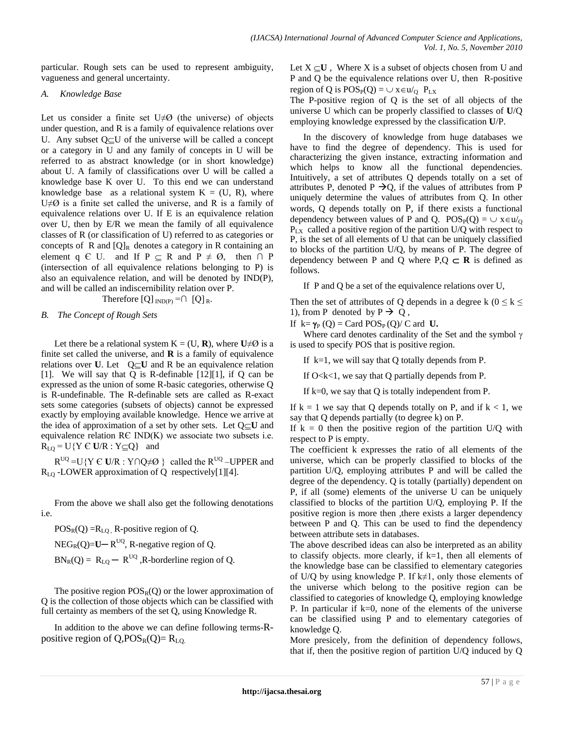particular. Rough sets can be used to represent ambiguity, vagueness and general uncertainty.

### *A. Knowledge Base*

Let us consider a finite set $U \neq \emptyset$ (the universe) of objects under question, and R is a family of equivalence relations over U. Any subset $Q \subseteq U$ of the universe will be called a concept or a category in U and any family of concepts in U will be referred to as abstract knowledge (or in short knowledge) about U. A family of classifications over U will be called a knowledge base K over U. To this end we can understand knowledge base as a relational system $K = (U, R)$, where $U \neq \emptyset$ is a finite set called the universe, and R is a family of equivalence relations over U. If E is an equivalence relation over U, then by E/R we mean the family of all equivalence classes of R (or classification of U) referred to as categories or concepts of R and $[Q]_R$ denotes a category in R containing an element $q \in U$. and If $P \subseteq R$ and $P \neq \emptyset$, then $\cap P$ (intersection of all equivalence relations belonging to P) is also an equivalence relation, and will be denoted by IND(P), and will be called an indiscernibility relation over P.

Therefore $[Q]_{IND(P)} = \cap\ [Q]_R$.

### *B. The Concept of Rough Sets*

Let there be a relational system $K = (U, \mathbf{R})$, where $\mathbf{U} \neq \emptyset$ is a finite set called the universe, and $\mathbf{R}$ is a family of equivalence relations over $\mathbf{U}$. Let $Q \subseteq \mathbf{U}$ and R be an equivalence relation [1]. We will say that Q is R-definable [12][1], if Q can be expressed as the union of some R-basic categories, otherwise Q is R-undefinable. The R-definable sets are called as R-exact sets some categories (subsets of objects) cannot be expressed exactly by employing available knowledge. Hence we arrive at the idea of approximation of a set by other sets. Let $Q \subseteq \mathbf{U}$ and equivalence relation $R \in IND(K)$ we associate two subsets i.e. $R_{LQ} = U\{Y \in \mathbf{U}/R : Y \subseteq Q\}$ and

$R^{UQ} = U\{Y \in \mathbf{U}/R : Y \cap Q \neq \emptyset\}$ called the $R^{UQ}$ –UPPER and $R_{LQ}$ -LOWER approximation of Q respectively[1][4].

From the above we shall also get the following denotations i.e.

$POS_R(Q) = R_{LQ}$, R-positive region of Q.

$NEG_R(Q) = \mathbf{U} - R^{UQ}$, R-negative region of Q.

$BN_R(Q) = R_{LQ} - R^{UQ}$ ,R-borderline region of Q.

The positive region $POS_R(Q)$ or the lower approximation of Q is the collection of those objects which can be classified with full certainty as members of the set Q, using Knowledge R.

In addition to the above we can define following terms-R-positive region of Q, $POS_R(Q) = R_{LQ}$.

Let $X \subseteq \mathbf{U}$ , Where X is a subset of objects chosen from U and P and Q be the equivalence relations over U, then R-positive region of Q is $POS_P(Q) = \cup_{x \in u/_Q} P_{LX}$

The P-positive region of Q is the set of all objects of the universe U which can be properly classified to classes of $\mathbf{U}$/Q employing knowledge expressed by the classification $\mathbf{U}$/P.

In the discovery of knowledge from huge databases we have to find the degree of dependency. This is used for characterizing the given instance, extracting information and which helps to know all the functional dependencies. Intuitively, a set of attributes Q depends totally on a set of attributes P, denoted $P \rightarrow Q$, if the values of attributes from P uniquely determine the values of attributes from Q. In other words, Q depends totally on P, if there exists a functional dependency between values of P and Q. $POS_P(Q) = \cup_{x \in u/_Q} P_{LX}$ called a positive region of the partition U/Q with respect to P, is the set of all elements of U that can be uniquely classified to blocks of the partition U/Q, by means of P. The degree of dependency between P and Q where $P,Q \subset \mathbf{R}$ is defined as follows.

If P and Q be a set of the equivalence relations over U,

Then the set of attributes of Q depends in a degree k ($0 \leq k \leq 1$), from P denoted by $P \rightarrow Q$ ,

If $k = \gamma_P(Q) = \text{Card } POS_P(Q) / \text{C ard } \mathbf{U}$.

Where card denotes cardinality of the Set and the symbol $\gamma$ is used to specify POS that is positive region.

If k=1, we will say that Q totally depends from P.

If O<k<1, we say that Q partially depends from P.

If k=0, we say that Q is totally independent from P.

If k = 1 we say that Q depends totally on P, and if k < 1, we say that Q depends partially (to degree k) on P.

If k = 0 then the positive region of the partition U/Q with respect to P is empty.

The coefficient k expresses the ratio of all elements of the universe, which can be properly classified to blocks of the partition U/Q, employing attributes P and will be called the degree of the dependency. Q is totally (partially) dependent on P, if all (some) elements of the universe U can be uniquely classified to blocks of the partition U/Q, employing P. If the positive region is more then ,there exists a larger dependency between P and Q. This can be used to find the dependency between attribute sets in databases.

The above described ideas can also be interpreted as an ability to classify objects. more clearly, if k=1, then all elements of the knowledge base can be classified to elementary categories of U/Q by using knowledge P. If $k \neq 1$, only those elements of the universe which belong to the positive region can be classified to categories of knowledge Q, employing knowledge P. In particular if k=0, none of the elements of the universe can be classified using P and to elementary categories of knowledge Q.

More presicely, from the definition of dependency follows, that if, then the positive region of partition U/Q induced by Q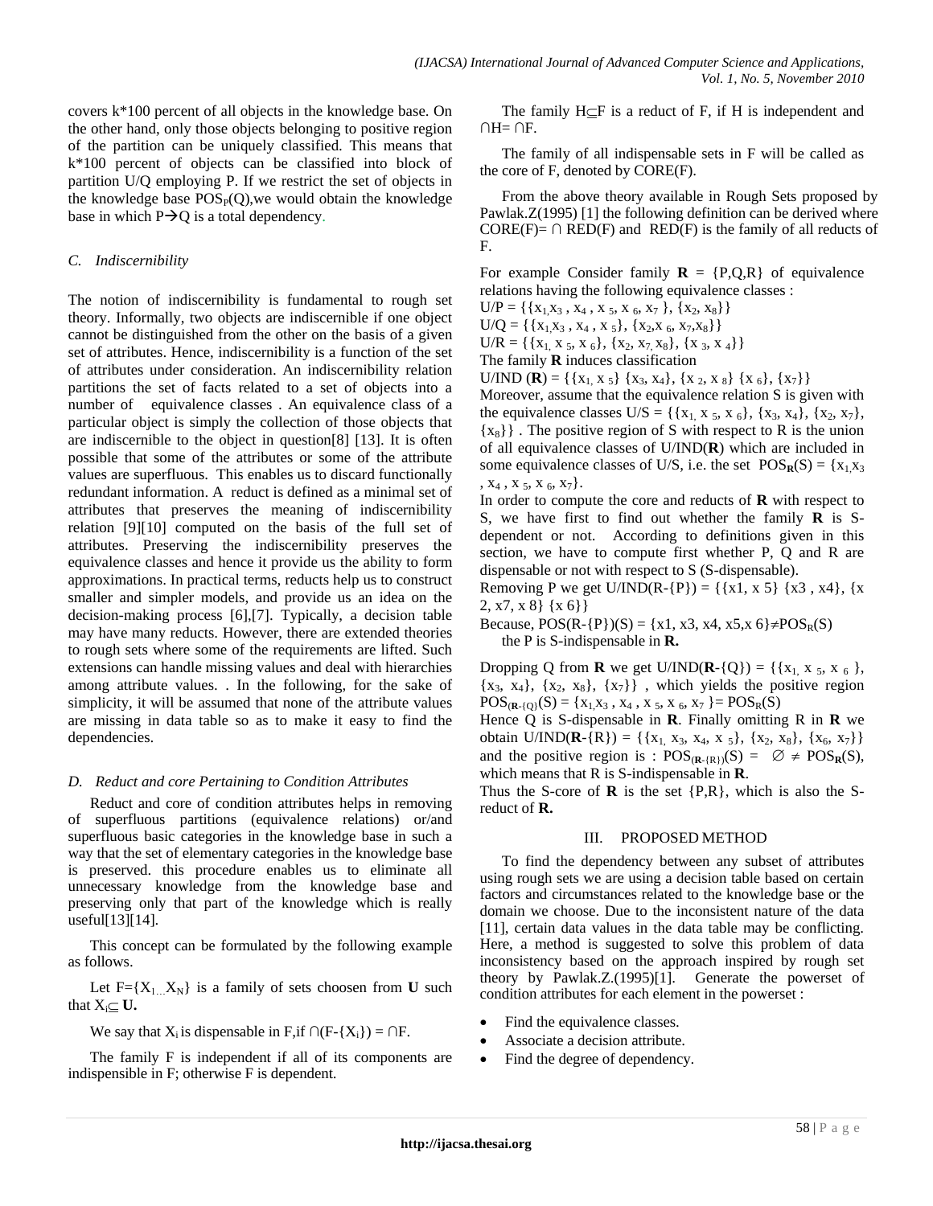covers k*100 percent of all objects in the knowledge base. On the other hand, only those objects belonging to positive region of the partition can be uniquely classified. This means that k*100 percent of objects can be classified into block of partition U/Q employing P. If we restrict the set of objects in the knowledge base $POS_P(Q)$,we would obtain the knowledge base in which $P \rightarrow Q$ is a total dependency.

### *C. Indiscernibility*

The notion of indiscernibility is fundamental to rough set theory. Informally, two objects are indiscernible if one object cannot be distinguished from the other on the basis of a given set of attributes. Hence, indiscernibility is a function of the set of attributes under consideration. An indiscernibility relation partitions the set of facts related to a set of objects into a number of equivalence classes . An equivalence class of a particular object is simply the collection of those objects that are indiscernible to the object in question[8] [13]. It is often possible that some of the attributes or some of the attribute values are superfluous. This enables us to discard functionally redundant information. A reduct is defined as a minimal set of attributes that preserves the meaning of indiscernibility relation [9][10] computed on the basis of the full set of attributes. Preserving the indiscernibility preserves the equivalence classes and hence it provide us the ability to form approximations. In practical terms, reducts help us to construct smaller and simpler models, and provide us an idea on the decision-making process [6],[7]. Typically, a decision table may have many reducts. However, there are extended theories to rough sets where some of the requirements are lifted. Such extensions can handle missing values and deal with hierarchies among attribute values. . In the following, for the sake of simplicity, it will be assumed that none of the attribute values are missing in data table so as to make it easy to find the dependencies.

### *D. Reduct and core Pertaining to Condition Attributes*

Reduct and core of condition attributes helps in removing of superfluous partitions (equivalence relations) or/and superfluous basic categories in the knowledge base in such a way that the set of elementary categories in the knowledge base is preserved. this procedure enables us to eliminate all unnecessary knowledge from the knowledge base and preserving only that part of the knowledge which is really useful[13][14].

This concept can be formulated by the following example as follows.

Let $F=\{X_1 \ldots X_N\}$ is a family of sets choosen from **U** such that $X_i \subseteq$ **U.**

We say that $X_i$ is dispensable in F,if $\cap(F-\{X_i\}) = \cap F$.

The family F is independent if all of its components are indispensible in F; otherwise F is dependent.

The family $H \subseteq F$ is a reduct of F, if H is independent and $\cap H = \cap F$.

The family of all indispensable sets in F will be called as the core of F, denoted by CORE(F).

From the above theory available in Rough Sets proposed by Pawlak.Z(1995) [1] the following definition can be derived where $CORE(F) = \cap RED(F)$ and RED(F) is the family of all reducts of F.

For example Consider family **R** = {P,Q,R} of equivalence relations having the following equivalence classes :

$U/P = \{\{x_1, x_3, x_4, x_5, x_6, x_7\}, \{x_2, x_8\}\}$

$U/Q = \{\{x_1, x_3, x_4, x_5\}, \{x_2, x_6, x_7, x_8\}\}$

$U/R = \{\{x_1, x_5, x_6\}, \{x_2, x_7, x_8\}, \{x_3, x_4\}\}$

The family **R** induces classification

U/IND (**R**) = $\{\{x_1, x_5\} \{x_3, x_4\}, \{x_2, x_8\} \{x_6\}, \{x_7\}\}$

Moreover, assume that the equivalence relation S is given with the equivalence classes $U/S = \{\{x_1, x_5, x_6\}, \{x_3, x_4\}, \{x_2, x_7\}, \{x_8\}\}$ . The positive region of S with respect to R is the union of all equivalence classes of U/IND(**R**) which are included in some equivalence classes of U/S, i.e. the set $POS_{\mathbf{R}}(S) = \{x_1, x_3, x_4, x_5, x_6, x_7\}$.

In order to compute the core and reducts of **R** with respect to S, we have first to find out whether the family **R** is S-dependent or not. According to definitions given in this section, we have to compute first whether P, Q and R are dispensable or not with respect to S (S-dispensable).

Removing P we get U/IND(R-{P}) = {{x1, x 5} {x3 , x4}, {x 2, x7, x 8} {x 6}}

Because, $POS(R-\{P\})(S) = \{x1, x3, x4, x5, x6\} \neq POS_R(S)$ the P is S-indispensable in **R.**

Dropping Q from **R** we get U/IND(**R**-{Q}) = $\{\{x_1, x_5, x_6\}, \{x_3, x_4\}, \{x_2, x_8\}, \{x_7\}\}$ , which yields the positive region $POS_{(\mathbf{R}-\{Q\})}(S) = \{x_1, x_3, x_4, x_5, x_6, x_7\} = POS_R(S)$

Hence Q is S-dispensable in **R**. Finally omitting R in **R** we obtain U/IND(**R**-{R}) = $\{\{x_1, x_3, x_4, x_5\}, \{x_2, x_8\}, \{x_6, x_7\}\}$ and the positive region is : $POS_{(\mathbf{R}-\{R\})}(S) = \varnothing \neq POS_{\mathbf{R}}(S)$, which means that R is S-indispensable in **R**.

Thus the S-core of **R** is the set {P,R}, which is also the S-reduct of **R.**

## III. PROPOSED METHOD

To find the dependency between any subset of attributes using rough sets we are using a decision table based on certain factors and circumstances related to the knowledge base or the domain we choose. Due to the inconsistent nature of the data [11], certain data values in the data table may be conflicting. Here, a method is suggested to solve this problem of data inconsistency based on the approach inspired by rough set theory by Pawlak.Z.(1995)[1]. Generate the powerset of condition attributes for each element in the powerset :

- Find the equivalence classes.
- Associate a decision attribute.
- Find the degree of dependency.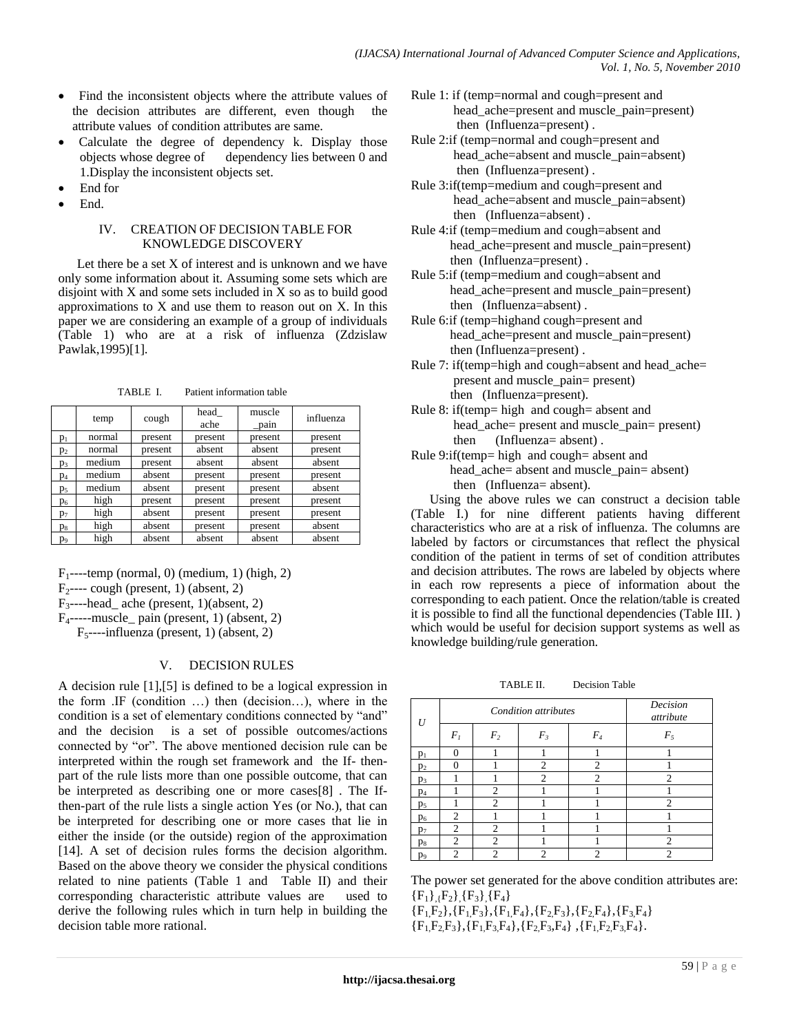- Find the inconsistent objects where the attribute values of the decision attributes are different, even though the attribute values of condition attributes are same.
- Calculate the degree of dependency k. Display those objects whose degree of dependency lies between 0 and 1.Display the inconsistent objects set.
- End for
- End.

## IV. CREATION OF DECISION TABLE FOR KNOWLEDGE DISCOVERY

Let there be a set X of interest and is unknown and we have only some information about it. Assuming some sets which are disjoint with X and some sets included in X so as to build good approximations to X and use them to reason out on X. In this paper we are considering an example of a group of individuals (Table 1) who are at a risk of influenza (Zdzislaw Pawlak,1995)[1].

TABLE I. Patient information table

| | temp | cough | head_ ache | muscle _pain | influenza |
|---|---|---|---|---|---|
| $p_1$ | normal | present | present | present | present |
| $p_2$ | normal | present | absent | absent | present |
| $p_3$ | medium | present | absent | absent | absent |
| $p_4$ | medium | absent | present | present | present |
| $p_5$ | medium | absent | present | present | absent |
| $p_6$ | high | present | present | present | present |
| $p_7$ | high | absent | present | present | present |
| $p_8$ | high | absent | present | present | absent |
| $p_9$ | high | absent | absent | absent | absent |

$F_1$----temp (normal, 0) (medium, 1) (high, 2)
$F_2$---- cough (present, 1) (absent, 2)
$F_3$----head_ ache (present, 1)(absent, 2)
$F_4$-----muscle_ pain (present, 1) (absent, 2)
$F_5$----influenza (present, 1) (absent, 2)

## V. DECISION RULES

A decision rule [1],[5] is defined to be a logical expression in the form .IF (condition …) then (decision…), where in the condition is a set of elementary conditions connected by "and" and the decision is a set of possible outcomes/actions connected by "or". The above mentioned decision rule can be interpreted within the rough set framework and the If- then-part of the rule lists more than one possible outcome, that can be interpreted as describing one or more cases[8] . The If-then-part of the rule lists a single action Yes (or No.), that can be interpreted for describing one or more cases that lie in either the inside (or the outside) region of the approximation [14]. A set of decision rules forms the decision algorithm. Based on the above theory we consider the physical conditions related to nine patients (Table 1 and Table II) and their corresponding characteristic attribute values are used to derive the following rules which in turn help in building the decision table more rational.

Rule 1: if (temp=normal and cough=present and head_ache=present and muscle_pain=present) then (Influenza=present) .
Rule 2:if (temp=normal and cough=present and head_ache=absent and muscle_pain=absent) then (Influenza=present) .
Rule 3:if(temp=medium and cough=present and head_ache=absent and muscle_pain=absent) then (Influenza=absent) .
Rule 4:if (temp=medium and cough=absent and head_ache=present and muscle_pain=present) then (Influenza=present) .
Rule 5:if (temp=medium and cough=absent and head_ache=present and muscle_pain=present) then (Influenza=absent) .
Rule 6:if (temp=highand cough=present and head_ache=present and muscle_pain=present) then (Influenza=present) .
Rule 7: if(temp=high and cough=absent and head_ache= present and muscle_pain= present) then (Influenza=present).
Rule 8: if(temp= high and cough= absent and head_ache= present and muscle_pain= present) then (Influenza= absent) .
Rule 9:if(temp= high and cough= absent and head_ache= absent and muscle_pain= absent) then (Influenza= absent).

Using the above rules we can construct a decision table (Table I.) for nine different patients having different characteristics who are at a risk of influenza. The columns are labeled by factors or circumstances that reflect the physical condition of the patient in terms of set of condition attributes and decision attributes. The rows are labeled by objects where in each row represents a piece of information about the corresponding to each patient. Once the relation/table is created it is possible to find all the functional dependencies (Table III. ) which would be useful for decision support systems as well as knowledge building/rule generation.

TABLE II. Decision Table

| *U* | *Condition attributes* | | | | *Decision attribute* |
|---|---|---|---|---|---|
| | $F_1$ | $F_2$ | $F_3$ | $F_4$ | $F_5$ |
| $p_1$ | 0 | 1 | 1 | 1 | 1 |
| $p_2$ | 0 | 1 | 2 | 2 | 1 |
| $p_3$ | 1 | 1 | 2 | 2 | 2 |
| $p_4$ | 1 | 2 | 1 | 1 | 1 |
| $p_5$ | 1 | 2 | 1 | 1 | 2 |
| $p_6$ | 2 | 1 | 1 | 1 | 1 |
| $p_7$ | 2 | 2 | 1 | 1 | 1 |
| $p_8$ | 2 | 2 | 1 | 1 | 2 |
| $p_9$ | 2 | 2 | 2 | 2 | 2 |

The power set generated for the above condition attributes are:
$\{F_1\},\{F_2\},\{F_3\},\{F_4\}$
$\{F_1,F_2\},\{F_1,F_3\},\{F_1,F_4\},\{F_2,F_3\},\{F_2,F_4\},\{F_3,F_4\}$
$\{F_1,F_2,F_3\},\{F_1,F_3,F_4\},\{F_2,F_3,F_4\}$ ,$\{F_1,F_2,F_3,F_4\}$.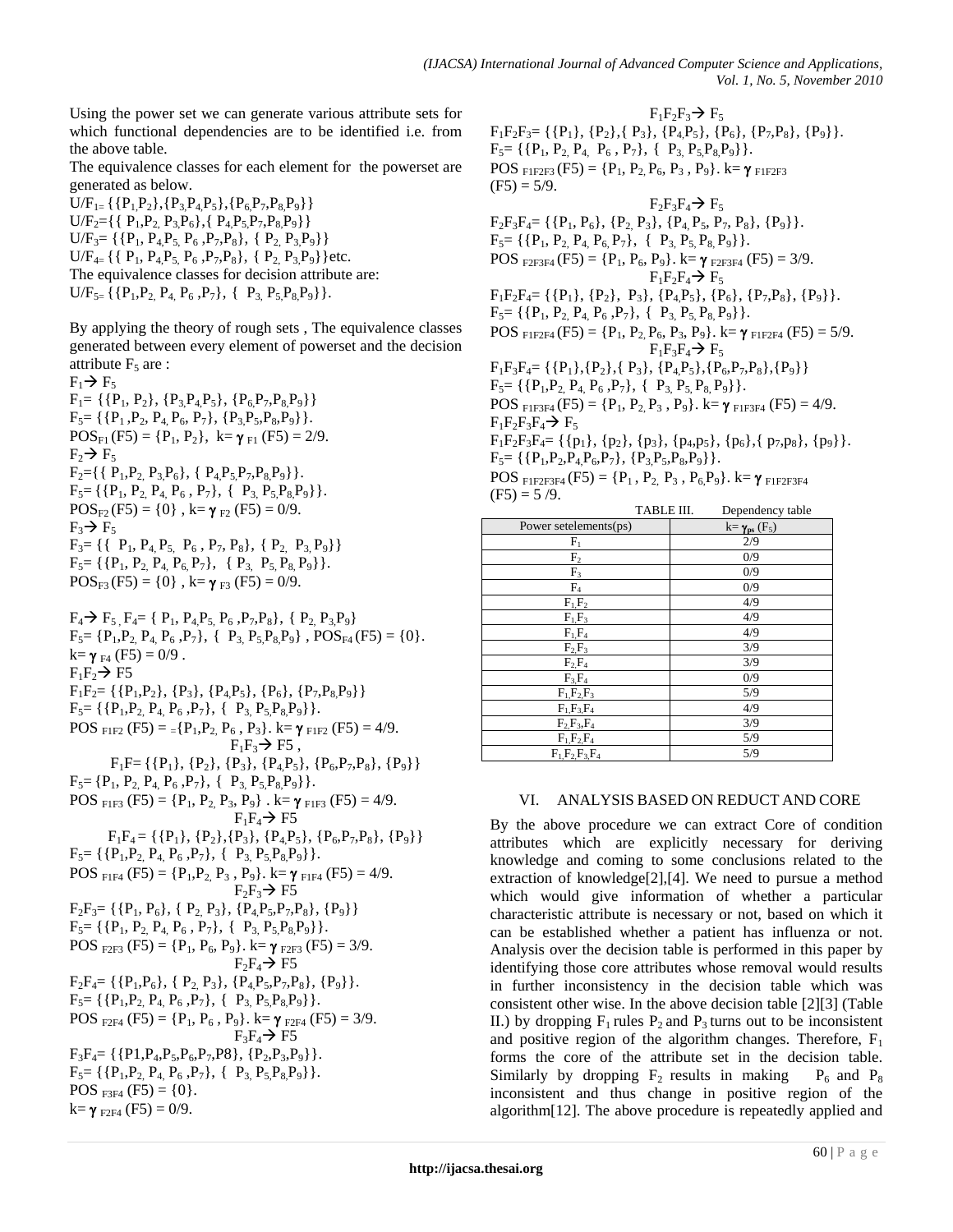Using the power set we can generate various attribute sets for which functional dependencies are to be identified i.e. from the above table.

The equivalence classes for each element for the powerset are generated as below.

$U/F_1 = \{\{P_1,P_2\},\{P_3,P_4,P_5\},\{P_6,P_7,P_8,P_9\}\}$

$U/F_2 = \{\{P_1,P_2,P_3,P_6\},\{P_4,P_5,P_7,P_8,P_9\}\}$

$U/F_3 = \{\{P_1,P_4,P_5,P_6,P_7,P_8\},\{P_2,P_3,P_9\}\}$

$U/F_4 = \{\{P_1,P_4,P_5,P_6,P_7,P_8\},\{P_2,P_3,P_9\}\}$etc.

The equivalence classes for decision attribute are:

$U/F_5 = \{\{P_1,P_2,P_4,P_6,P_7\},\{P_3,P_5,P_8,P_9\}\}$.

By applying the theory of rough sets , The equivalence classes generated between every element of powerset and the decision attribute $F_5$ are :

$F_1 \rightarrow F_5$

$F_1 = \{\{P_1,P_2\},\{P_3,P_4,P_5\},\{P_6,P_7,P_8,P_9\}\}$

$F_5 = \{\{P_1,P_2,P_4,P_6,P_7\},\{P_3,P_5,P_8,P_9\}\}$.

$POS_{F1}(F5) = \{P_1,P_2\}$, $k = \gamma_{F1}(F5) = 2/9$.

$F_2 \rightarrow F_5$

$F_2 = \{\{P_1,P_2,P_3,P_6\},\{P_4,P_5,P_7,P_8,P_9\}\}$.

$F_5 = \{\{P_1,P_2,P_4,P_6,P_7\},\{P_3,P_5,P_8,P_9\}\}$.

$POS_{F2}(F5) = \{0\}$ , $k = \gamma_{F2}(F5) = 0/9$.

$F_3 \rightarrow F_5$

$F_3 = \{\{P_1,P_4,P_5,P_6,P_7,P_8\},\{P_2,P_3,P_9\}\}$

$F_5 = \{\{P_1,P_2,P_4,P_6,P_7\},\{P_3,P_5,P_8,P_9\}\}$.

$POS_{F3}(F5) = \{0\}$ , $k = \gamma_{F3}(F5) = 0/9$.

$F_4 \rightarrow F_5$ , $F_4 = \{P_1,P_4,P_5,P_6,P_7,P_8\},\{P_2,P_3,P_9\}$

$F_5 = \{P_1,P_2,P_4,P_6,P_7\},\{P_3,P_5,P_8,P_9\}$ , $POS_{F4}(F5) = \{0\}$.

$k = \gamma_{F4}(F5) = 0/9$ .

$F_1F_2 \rightarrow F5$

$F_1F_2 = \{\{P_1,P_2\},\{P_3\},\{P_4,P_5\},\{P_6\},\{P_7,P_8,P_9\}\}$

$F_5 = \{\{P_1,P_2,P_4,P_6,P_7\},\{P_3,P_5,P_8,P_9\}\}$.

$POS_{F1F2}(F5) = \{P_1,P_2,P_6,P_3\}$. $k = \gamma_{F1F2}(F5) = 4/9$.

$F_1F_3 \rightarrow F5$ ,

$F_1F = \{\{P_1\},\{P_2\},\{P_3\},\{P_4,P_5\},\{P_6,P_7,P_8\},\{P_9\}\}$

$F_5 = \{P_1,P_2,P_4,P_6,P_7\},\{P_3,P_5,P_8,P_9\}\}$.

$POS_{F1F3}(F5) = \{P_1,P_2,P_3,P_9\}$ . $k = \gamma_{F1F3}(F5) = 4/9$.

$F_1F_4 \rightarrow F5$

$F_1F_4 = \{\{P_1\},\{P_2\},\{P_3\},\{P_4,P_5\},\{P_6,P_7,P_8\},\{P_9\}\}$

$F_5 = \{\{P_1,P_2,P_4,P_6,P_7\},\{P_3,P_5,P_8,P_9\}\}$.

$POS_{F1F4}(F5) = \{P_1,P_2,P_3,P_9\}$. $k = \gamma_{F1F4}(F5) = 4/9$.

$F_2F_3 \rightarrow F5$

$F_2F_3 = \{\{P_1,P_6\},\{P_2,P_3\},\{P_4,P_5,P_7,P_8\},\{P_9\}\}$

$F_5 = \{\{P_1,P_2,P_4,P_6,P_7\},\{P_3,P_5,P_8,P_9\}\}$.

$POS_{F2F3}(F5) = \{P_1,P_6,P_9\}$. $k = \gamma_{F2F3}(F5) = 3/9$.

$F_2F_4 \rightarrow F5$

$F_2F_4 = \{\{P_1,P_6\},\{P_2,P_3\},\{P_4,P_5,P_7,P_8\},\{P_9\}\}$.

$F_5 = \{\{P_1,P_2,P_4,P_6,P_7\},\{P_3,P_5,P_8,P_9\}\}$.

$POS_{F2F4}(F5) = \{P_1,P_6,P_9\}$. $k = \gamma_{F2F4}(F5) = 3/9$.

$F_3F_4 \rightarrow F5$

$F_3F_4 = \{\{P1,P_4,P_5,P_6,P_7,P8\},\{P_2,P_3,P_9\}\}$.

$F_5 = \{\{P_1,P_2,P_4,P_6,P_7\},\{P_3,P_5,P_8,P_9\}\}$.

$POS_{F3F4}(F5) = \{0\}$.

$k = \gamma_{F2F4}(F5) = 0/9$.

$F_1F_2F_3 \rightarrow F_5$

$F_1F_2F_3 = \{\{P_1\},\{P_2\},\{P_3\},\{P_4,P_5\},\{P_6\},\{P_7,P_8\},\{P_9\}\}$.

$F_5 = \{\{P_1,P_2,P_4,P_6,P_7\},\{P_3,P_5,P_8,P_9\}\}$.

$POS_{F1F2F3}(F5) = \{P_1,P_2,P_6,P_3,P_9\}$. $k = \gamma_{F1F2F3}(F5) = 5/9$.

$F_2F_3F_4 \rightarrow F_5$

$F_2F_3F_4 = \{\{P_1,P_6\},\{P_2,P_3\},\{P_4,P_5,P_7,P_8\},\{P_9\}\}$.

$F_5 = \{\{P_1,P_2,P_4,P_6,P_7\},\{P_3,P_5,P_8,P_9\}\}$.

$POS_{F2F3F4}(F5) = \{P_1,P_6,P_9\}$. $k = \gamma_{F2F3F4}(F5) = 3/9$.

$F_1F_2F_4 \rightarrow F_5$

$F_1F_2F_4 = \{\{P_1\},\{P_2\},P_3\},\{P_4,P_5\},\{P_6\},\{P_7,P_8\},\{P_9\}\}$.

$F_5 = \{\{P_1,P_2,P_4,P_6,P_7\},\{P_3,P_5,P_8,P_9\}\}$.

$POS_{F1F2F4}(F5) = \{P_1,P_2,P_6,P_3,P_9\}$. $k = \gamma_{F1F2F4}(F5) = 5/9$.

$F_1F_3F_4 \rightarrow F_5$

$F_1F_3F_4 = \{\{P_1\},\{P_2\},\{P_3\},\{P_4,P_5\},\{P_6,P_7,P_8\},\{P_9\}\}$

$F_5 = \{\{P_1,P_2,P_4,P_6,P_7\},\{P_3,P_5,P_8,P_9\}\}$.

$POS_{F1F3F4}(F5) = \{P_1,P_2,P_3,P_9\}$. $k = \gamma_{F1F3F4}(F5) = 4/9$.

$F_1F_2F_3F_4 \rightarrow F_5$

$F_1F_2F_3F_4 = \{\{p_1\},\{p_2\},\{p_3\},\{p_4,p_5\},\{p_6\},\{p_7,p_8\},\{p_9\}\}$.

$F_5 = \{\{P_1,P_2,P_4,P_6,P_7\},\{P_3,P_5,P_8,P_9\}\}$.

$POS_{F1F2F3F4}(F5) = \{P_1,P_2,P_3,P_6,P_9\}$. $k = \gamma_{F1F2F3F4}(F5) = 5/9$.

TABLE III. Dependency table

| Power setelements(ps) | $k = \gamma_{ps}(F_5)$ |
|---|---|
| $F_1$ | 2/9 |
| $F_2$ | 0/9 |
| $F_3$ | 0/9 |
| $F_4$ | 0/9 |
| $F_1F_2$ | 4/9 |
| $F_1F_3$ | 4/9 |
| $F_1F_4$ | 4/9 |
| $F_2F_3$ | 3/9 |
| $F_2F_4$ | 3/9 |
| $F_3F_4$ | 0/9 |
| $F_1F_2F_3$ | 5/9 |
| $F_1F_3F_4$ | 4/9 |
| $F_2F_3F_4$ | 3/9 |
| $F_1F_2F_4$ | 5/9 |
| $F_1F_2F_3F_4$ | 5/9 |

## VI. ANALYSIS BASED ON REDUCT AND CORE

By the above procedure we can extract Core of condition attributes which are explicitly necessary for deriving knowledge and coming to some conclusions related to the extraction of knowledge[2],[4]. We need to pursue a method which would give information of whether a particular characteristic attribute is necessary or not, based on which it can be established whether a patient has influenza or not. Analysis over the decision table is performed in this paper by identifying those core attributes whose removal would results in further inconsistency in the decision table which was consistent other wise. In the above decision table [2][3] (Table II.) by dropping $F_1$ rules $P_2$ and $P_3$ turns out to be inconsistent and positive region of the algorithm changes. Therefore, $F_1$ forms the core of the attribute set in the decision table. Similarly by dropping $F_2$ results in making $P_6$ and $P_8$ inconsistent and thus change in positive region of the algorithm[12]. The above procedure is repeatedly applied and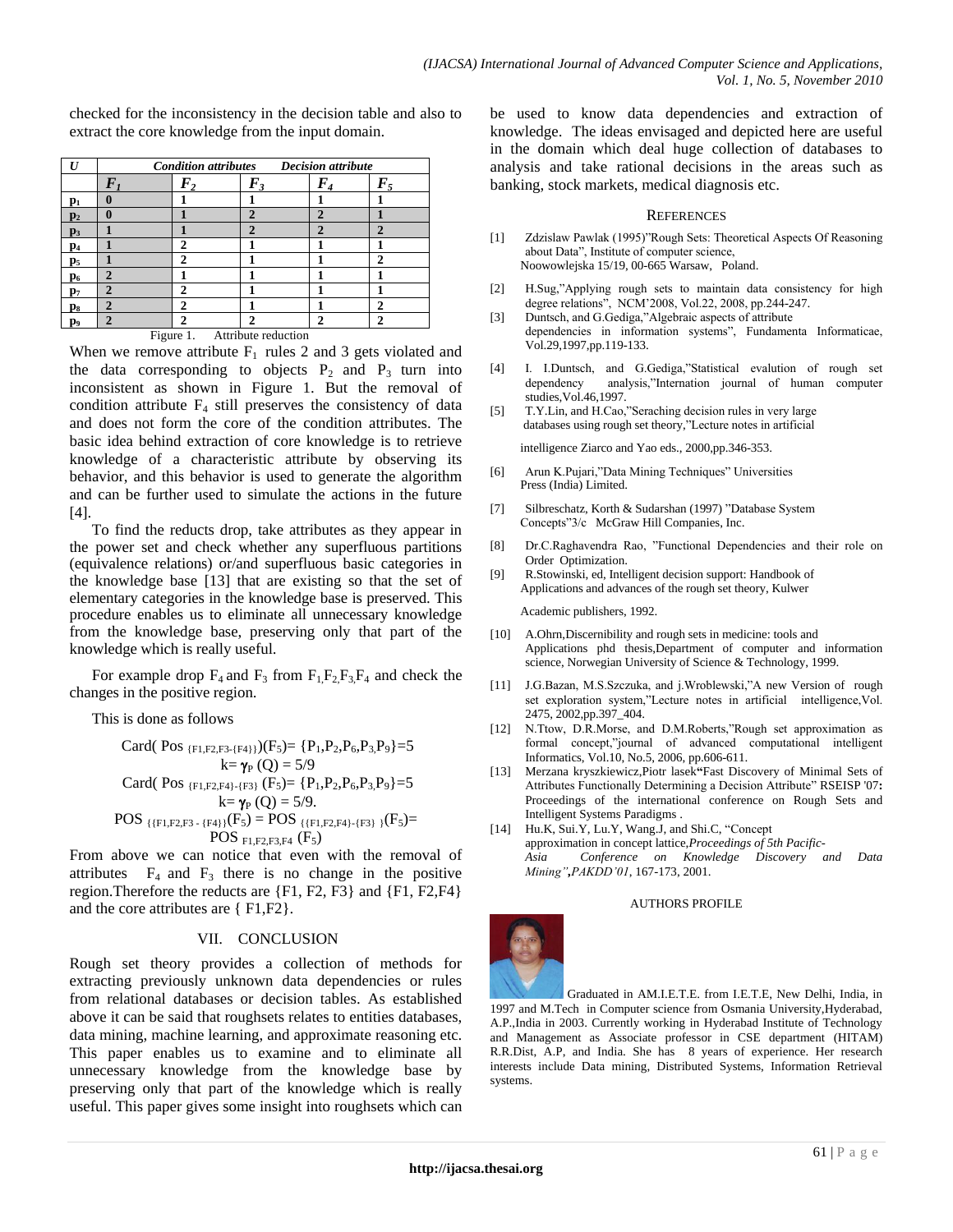checked for the inconsistency in the decision table and also to extract the core knowledge from the input domain.

| U | Condition attributes | | | | Decision attribute |
|---|---|---|---|---|---|
| | $F_1$ | $F_2$ | $F_3$ | $F_4$ | $F_5$ |
| $p_1$ | 0 | 1 | 1 | 1 | 1 |
| $p_2$ | 0 | 1 | 2 | 2 | 1 |
| $p_3$ | 1 | 1 | 2 | 2 | 2 |
| $p_4$ | 1 | 2 | 1 | 1 | 1 |
| $p_5$ | 1 | 2 | 1 | 1 | 2 |
| $p_6$ | 2 | 1 | 1 | 1 | 1 |
| $p_7$ | 2 | 2 | 1 | 1 | 1 |
| $p_8$ | 2 | 2 | 1 | 1 | 2 |
| $p_9$ | 2 | 2 | 2 | 2 | 2 |

Figure 1. Attribute reduction

When we remove attribute $F_1$ rules 2 and 3 gets violated and the data corresponding to objects $P_2$ and $P_3$ turn into inconsistent as shown in Figure 1. But the removal of condition attribute $F_4$ still preserves the consistency of data and does not form the core of the condition attributes. The basic idea behind extraction of core knowledge is to retrieve knowledge of a characteristic attribute by observing its behavior, and this behavior is used to generate the algorithm and can be further used to simulate the actions in the future [4].

To find the reducts drop, take attributes as they appear in the power set and check whether any superfluous partitions (equivalence relations) or/and superfluous basic categories in the knowledge base [13] that are existing so that the set of elementary categories in the knowledge base is preserved. This procedure enables us to eliminate all unnecessary knowledge from the knowledge base, preserving only that part of the knowledge which is really useful.

For example drop $F_4$ and $F_3$ from $F_1F_2F_3F_4$ and check the changes in the positive region.

This is done as follows

$$\text{Card}(\text{Pos}_{\{F1,F2,F3-\{F4\}\}})(F_5) = \{P_1,P_2,P_6,P_3,P_9\} = 5$$

$$k = \gamma_P(Q) = 5/9$$

$$\text{Card}(\text{Pos}_{\{F1,F2,F4\}-\{F3\}}(F_5) = \{P_1,P_2,P_6,P_3,P_9\} = 5$$

$$k = \gamma_P(Q) = 5/9.$$

$$\text{POS}_{\{\{F1,F2,F3-\{F4\}\}}(F_5) = \text{POS}_{\{\{F1,F2,F4\}-\{F3\}\}}(F_5) = \text{POS}_{F1,F2,F3,F4}(F_5)$$

From above we can notice that even with the removal of attributes $F_4$ and $F_3$ there is no change in the positive region.Therefore the reducts are {F1, F2, F3} and {F1, F2,F4} and the core attributes are { F1,F2}.

## VII. CONCLUSION

Rough set theory provides a collection of methods for extracting previously unknown data dependencies or rules from relational databases or decision tables. As established above it can be said that roughsets relates to entities databases, data mining, machine learning, and approximate reasoning etc. This paper enables us to examine and to eliminate all unnecessary knowledge from the knowledge base by preserving only that part of the knowledge which is really useful. This paper gives some insight into roughsets which can be used to know data dependencies and extraction of knowledge. The ideas envisaged and depicted here are useful in the domain which deal huge collection of databases to analysis and take rational decisions in the areas such as banking, stock markets, medical diagnosis etc.

## REFERENCES

[1] Zdzislaw Pawlak (1995)"Rough Sets: Theoretical Aspects Of Reasoning about Data", Institute of computer science, Noowowlejska 15/19, 00-665 Warsaw, Poland.

[2] H.Sug,"Applying rough sets to maintain data consistency for high degree relations", NCM'2008, Vol.22, 2008, pp.244-247.

[3] Duntsch, and G.Gediga,"Algebraic aspects of attribute dependencies in information systems", Fundamenta Informaticae, Vol.29,1997,pp.119-133.

[4] I. I.Duntsch, and G.Gediga,"Statistical evalution of rough set dependency analysis,"Internation journal of human computer studies,Vol.46,1997.

[5] T.Y.Lin, and H.Cao,"Seraching decision rules in very large databases using rough set theory,"Lecture notes in artificial intelligence Ziarco and Yao eds., 2000,pp.346-353.

[6] Arun K.Pujari,"Data Mining Techniques" Universities Press (India) Limited.

[7] Silbreschatz, Korth & Sudarshan (1997) "Database System Concepts"3/c McGraw Hill Companies, Inc.

[8] Dr.C.Raghavendra Rao, "Functional Dependencies and their role on Order Optimization.

[9] R.Stowinski, ed, Intelligent decision support: Handbook of Applications and advances of the rough set theory, Kulwer Academic publishers, 1992.

[10] A.Ohrn,Discernibility and rough sets in medicine: tools and Applications phd thesis,Department of computer and information science, Norwegian University of Science & Technology, 1999.

[11] J.G.Bazan, M.S.Szczuka, and j.Wroblewski,"A new Version of rough set exploration system,"Lecture notes in artificial intelligence,Vol. 2475, 2002,pp.397_404.

[12] N.Ttow, D.R.Morse, and D.M.Roberts,"Rough set approximation as formal concept,"journal of advanced computational intelligent Informatics, Vol.10, No.5, 2006, pp.606-611.

[13] Merzana kryszkiewicz,Piotr lasek**"**Fast Discovery of Minimal Sets of Attributes Functionally Determining a Decision Attribute" RSEISP '07**:** Proceedings of the international conference on Rough Sets and Intelligent Systems Paradigms .

[14] Hu.K, Sui.Y, Lu.Y, Wang.J, and Shi.C, "Concept approximation in concept lattice,*Proceedings of 5th Pacific-Asia Conference on Knowledge Discovery and Data Mining",PAKDD'01*, 167-173, 2001.

AUTHORS PROFILE

Graduated in AM.I.E.T.E. from I.E.T.E, New Delhi, India, in 1997 and M.Tech in Computer science from Osmania University,Hyderabad, A.P.,India in 2003. Currently working in Hyderabad Institute of Technology and Management as Associate professor in CSE department (HITAM) R.R.Dist, A.P, and India. She has 8 years of experience. Her research interests include Data mining, Distributed Systems, Information Retrieval systems.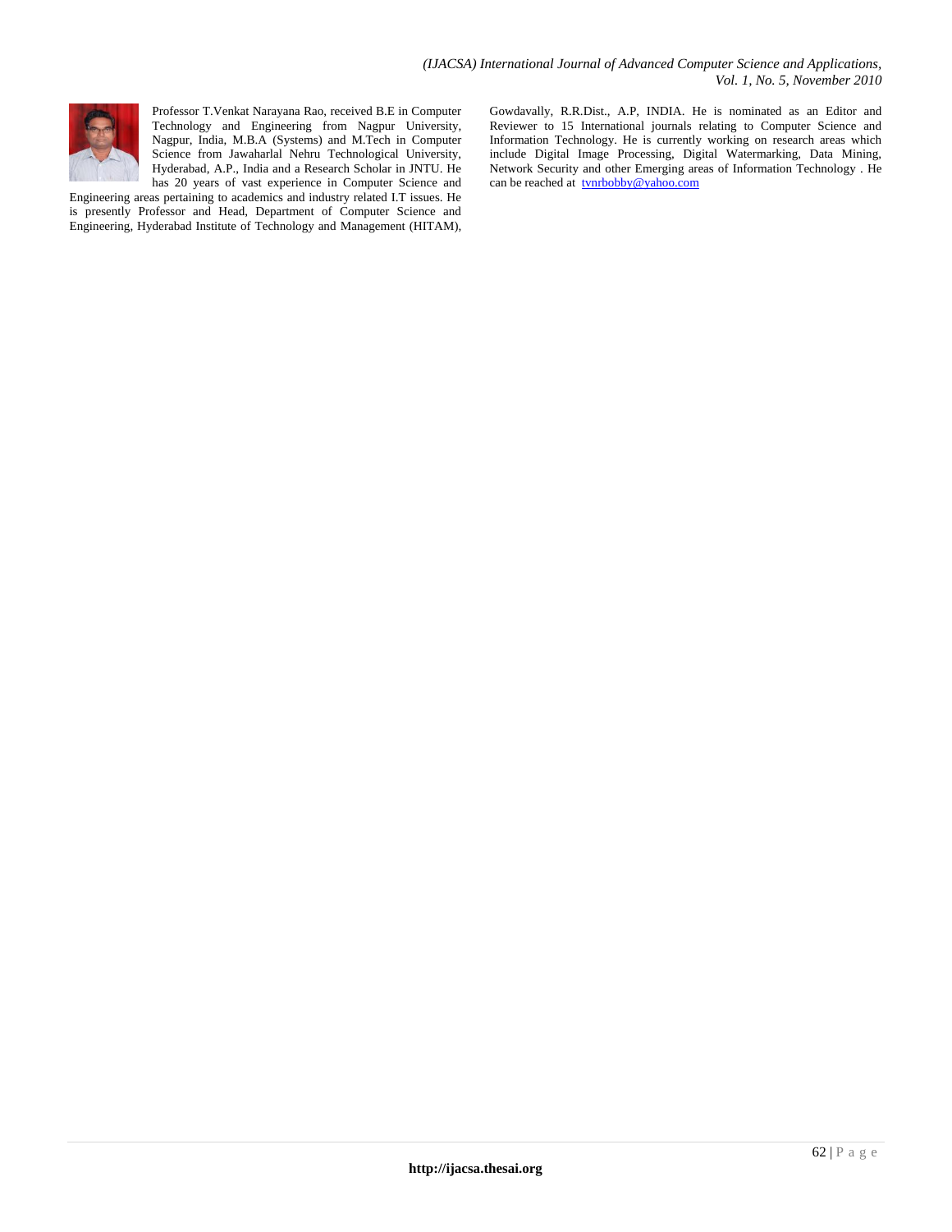Professor T.Venkat Narayana Rao, received B.E in Computer Technology and Engineering from Nagpur University, Nagpur, India, M.B.A (Systems) and M.Tech in Computer Science from Jawaharlal Nehru Technological University, Hyderabad, A.P., India and a Research Scholar in JNTU. He has 20 years of vast experience in Computer Science and Engineering areas pertaining to academics and industry related I.T issues. He is presently Professor and Head, Department of Computer Science and Engineering, Hyderabad Institute of Technology and Management (HITAM), Gowdavally, R.R.Dist., A.P, INDIA. He is nominated as an Editor and Reviewer to 15 International journals relating to Computer Science and Information Technology. He is currently working on research areas which include Digital Image Processing, Digital Watermarking, Data Mining, Network Security and other Emerging areas of Information Technology . He can be reached at tvnrbobby@yahoo.com